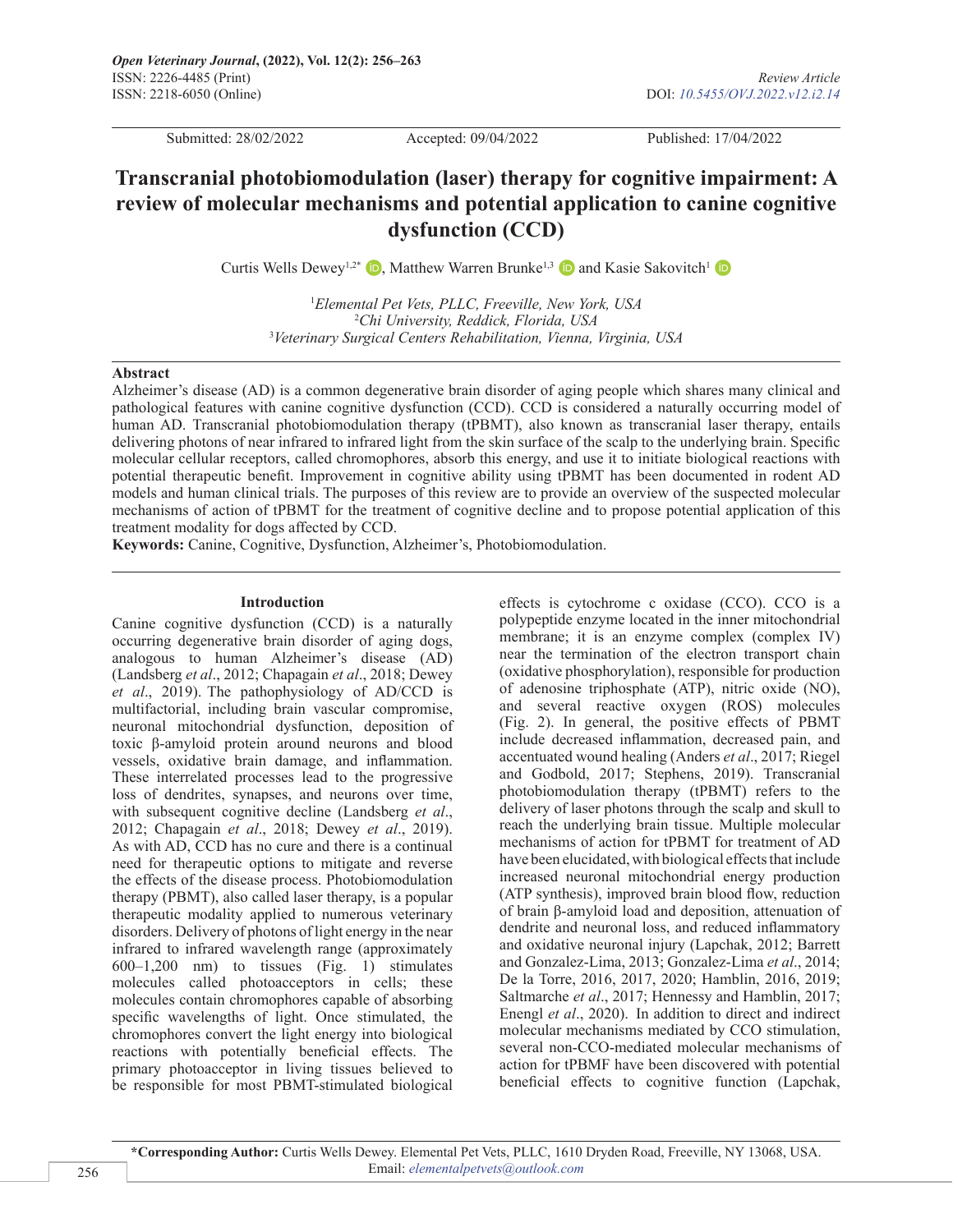# Transcranial photobiomodulation (laser) therapy for cognitive impairment: A review of molecular mechanisms and potential application to canine cognitive dysfunction (CCD)

Curtis Wells Dewey[1,2*], Matthew Warren Brunke[1,3] and Kasie Sakovitch[1]

[1]*Elemental Pet Vets, PLLC, Freeville, New York, USA*
[2]*Chi University, Reddick, Florida, USA*
[3]*Veterinary Surgical Centers Rehabilitation, Vienna, Virginia, USA*

Submitted: 28/02/2022 Accepted: 09/04/2022 Published: 17/04/2022

## Abstract

Alzheimer's disease (AD) is a common degenerative brain disorder of aging people which shares many clinical and pathological features with canine cognitive dysfunction (CCD). CCD is considered a naturally occurring model of human AD. Transcranial photobiomodulation therapy (tPBMT), also known as transcranial laser therapy, entails delivering photons of near infrared to infrared light from the skin surface of the scalp to the underlying brain. Specific molecular cellular receptors, called chromophores, absorb this energy, and use it to initiate biological reactions with potential therapeutic benefit. Improvement in cognitive ability using tPBMT has been documented in rodent AD models and human clinical trials. The purposes of this review are to provide an overview of the suspected molecular mechanisms of action of tPBMT for the treatment of cognitive decline and to propose potential application of this treatment modality for dogs affected by CCD.

**Keywords:** Canine, Cognitive, Dysfunction, Alzheimer's, Photobiomodulation.

## Introduction

Canine cognitive dysfunction (CCD) is a naturally occurring degenerative brain disorder of aging dogs, analogous to human Alzheimer's disease (AD) (Landsberg *et al*., 2012; Chapagain *et al*., 2018; Dewey *et al*., 2019). The pathophysiology of AD/CCD is multifactorial, including brain vascular compromise, neuronal mitochondrial dysfunction, deposition of toxic β-amyloid protein around neurons and blood vessels, oxidative brain damage, and inflammation. These interrelated processes lead to the progressive loss of dendrites, synapses, and neurons over time, with subsequent cognitive decline (Landsberg *et al*., 2012; Chapagain *et al*., 2018; Dewey *et al*., 2019). As with AD, CCD has no cure and there is a continual need for therapeutic options to mitigate and reverse the effects of the disease process. Photobiomodulation therapy (PBMT), also called laser therapy, is a popular therapeutic modality applied to numerous veterinary disorders. Delivery of photons of light energy in the near infrared to infrared wavelength range (approximately 600–1,200 nm) to tissues (Fig. 1) stimulates molecules called photoacceptors in cells; these molecules contain chromophores capable of absorbing specific wavelengths of light. Once stimulated, the chromophores convert the light energy into biological reactions with potentially beneficial effects. The primary photoacceptor in living tissues believed to be responsible for most PBMT-stimulated biological effects is cytochrome c oxidase (CCO). CCO is a polypeptide enzyme located in the inner mitochondrial membrane; it is an enzyme complex (complex IV) near the termination of the electron transport chain (oxidative phosphorylation), responsible for production of adenosine triphosphate (ATP), nitric oxide (NO), and several reactive oxygen (ROS) molecules (Fig. 2). In general, the positive effects of PBMT include decreased inflammation, decreased pain, and accentuated wound healing (Anders *et al*., 2017; Riegel and Godbold, 2017; Stephens, 2019). Transcranial photobiomodulation therapy (tPBMT) refers to the delivery of laser photons through the scalp and skull to reach the underlying brain tissue. Multiple molecular mechanisms of action for tPBMT for treatment of AD have been elucidated, with biological effects that include increased neuronal mitochondrial energy production (ATP synthesis), improved brain blood flow, reduction of brain β-amyloid load and deposition, attenuation of dendrite and neuronal loss, and reduced inflammatory and oxidative neuronal injury (Lapchak, 2012; Barrett and Gonzalez-Lima, 2013; Gonzalez-Lima *et al*., 2014; De la Torre, 2016, 2017, 2020; Hamblin, 2016, 2019; Saltmarche *et al*., 2017; Hennessy and Hamblin, 2017; Enengl *et al*., 2020). In addition to direct and indirect molecular mechanisms mediated by CCO stimulation, several non-CCO-mediated molecular mechanisms of action for tPBMF have been discovered with potential beneficial effects to cognitive function (Lapchak,

**\*Corresponding Author:** Curtis Wells Dewey. Elemental Pet Vets, PLLC, 1610 Dryden Road, Freeville, NY 13068, USA. Email: *elementalpetvets@outlook.com*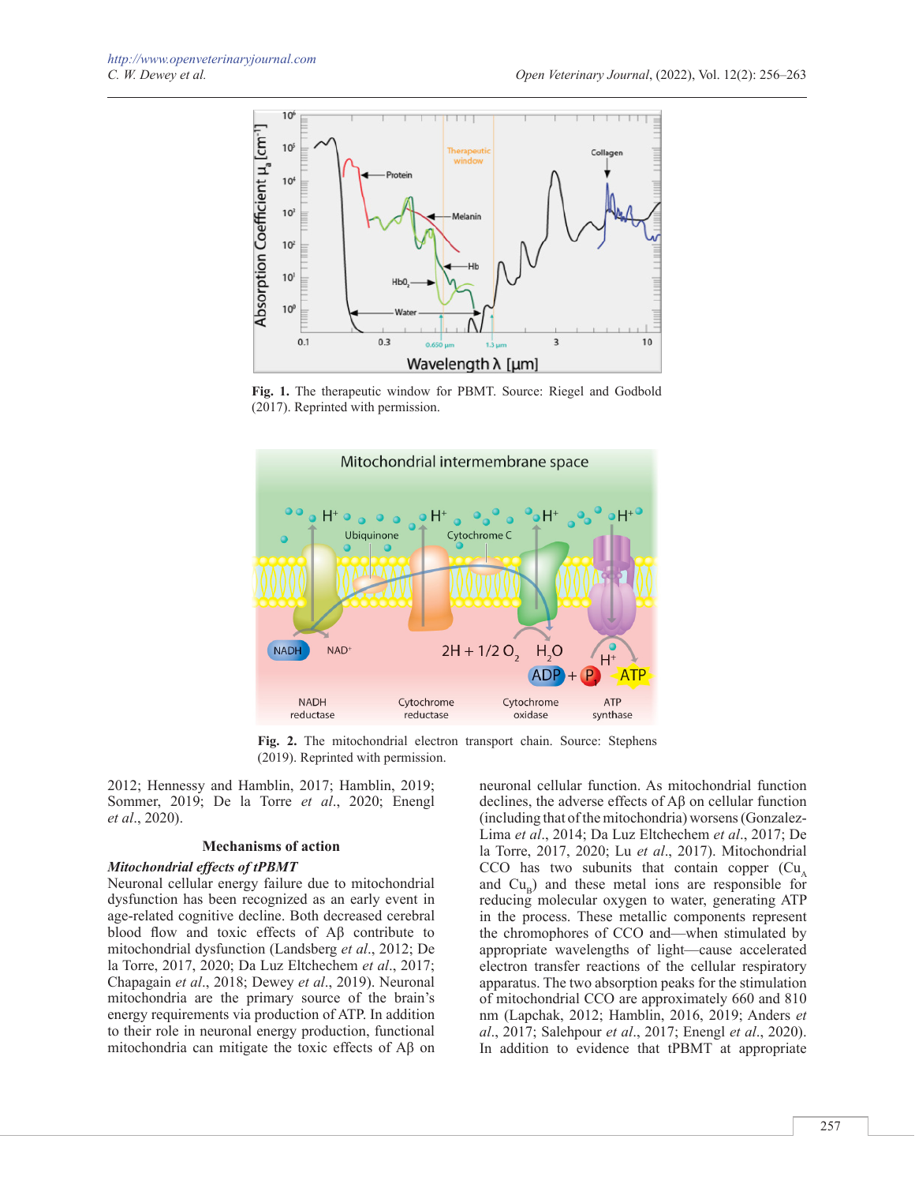Fig. 1. The therapeutic window for PBMT. Source: Riegel and Godbold (2017). Reprinted with permission.

Fig. 2. The mitochondrial electron transport chain. Source: Stephens (2019). Reprinted with permission.

2012; Hennessy and Hamblin, 2017; Hamblin, 2019; Sommer, 2019; De la Torre *et al.*, 2020; Enengl *et al.*, 2020).

## Mechanisms of action

### *Mitochondrial effects of tPBMT*

Neuronal cellular energy failure due to mitochondrial dysfunction has been recognized as an early event in age-related cognitive decline. Both decreased cerebral blood flow and toxic effects of Aβ contribute to mitochondrial dysfunction (Landsberg *et al.*, 2012; De la Torre, 2017, 2020; Da Luz Eltchechem *et al.*, 2017; Chapagain *et al.*, 2018; Dewey *et al.*, 2019). Neuronal mitochondria are the primary source of the brain's energy requirements via production of ATP. In addition to their role in neuronal energy production, functional mitochondria can mitigate the toxic effects of Aβ on neuronal cellular function. As mitochondrial function declines, the adverse effects of Aβ on cellular function (including that of the mitochondria) worsens (Gonzalez-Lima *et al.*, 2014; Da Luz Eltchechem *et al.*, 2017; De la Torre, 2017, 2020; Lu *et al.*, 2017). Mitochondrial CCO has two subunits that contain copper ($Cu_A$ and $Cu_B$) and these metal ions are responsible for reducing molecular oxygen to water, generating ATP in the process. These metallic components represent the chromophores of CCO and—when stimulated by appropriate wavelengths of light—cause accelerated electron transfer reactions of the cellular respiratory apparatus. The two absorption peaks for the stimulation of mitochondrial CCO are approximately 660 and 810 nm (Lapchak, 2012; Hamblin, 2016, 2019; Anders *et al.*, 2017; Salehpour *et al.*, 2017; Enengl *et al.*, 2020). In addition to evidence that tPBMT at appropriate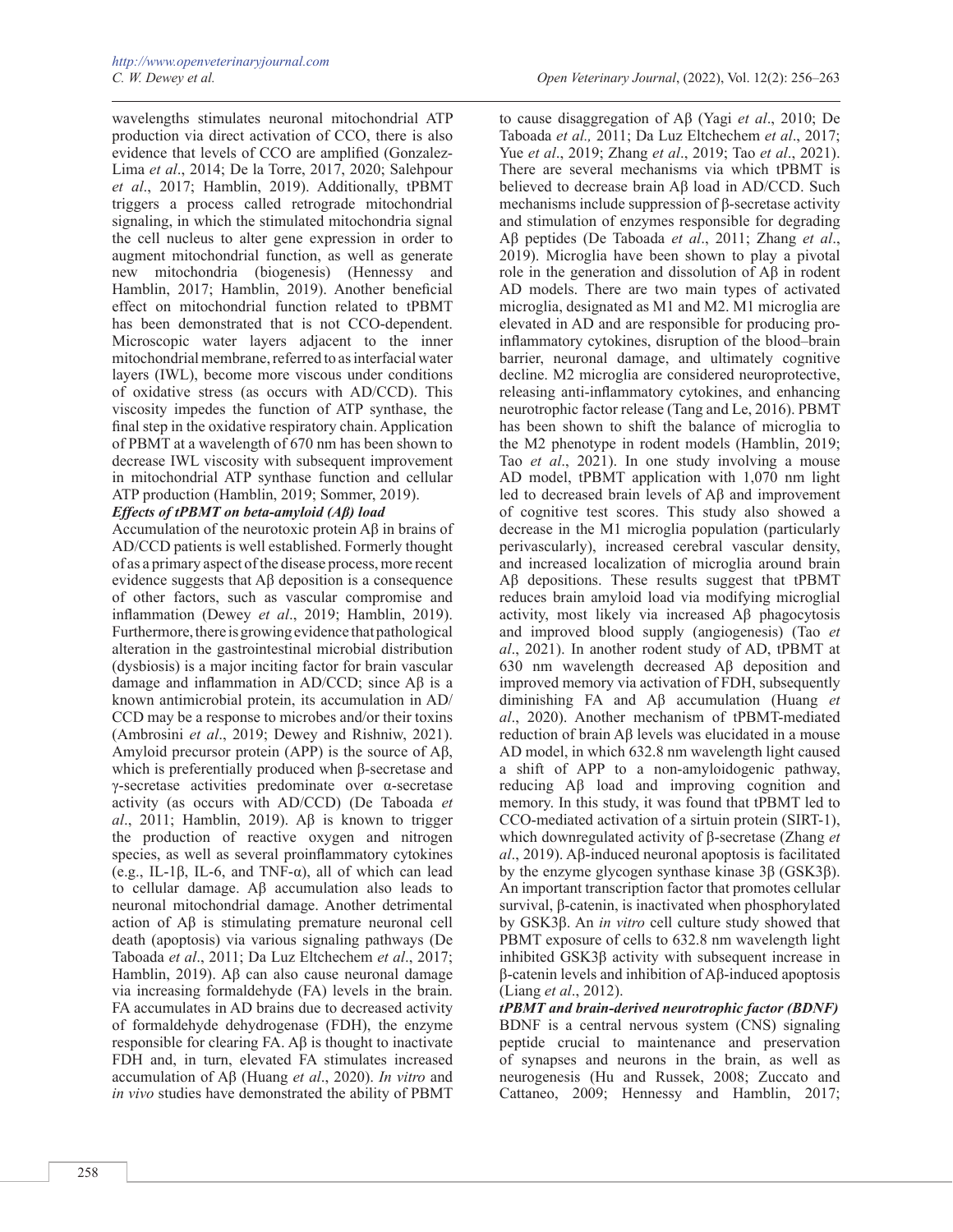wavelengths stimulates neuronal mitochondrial ATP production via direct activation of CCO, there is also evidence that levels of CCO are amplified (Gonzalez-Lima *et al*., 2014; De la Torre, 2017, 2020; Salehpour *et al*., 2017; Hamblin, 2019). Additionally, tPBMT triggers a process called retrograde mitochondrial signaling, in which the stimulated mitochondria signal the cell nucleus to alter gene expression in order to augment mitochondrial function, as well as generate new mitochondria (biogenesis) (Hennessy and Hamblin, 2017; Hamblin, 2019). Another beneficial effect on mitochondrial function related to tPBMT has been demonstrated that is not CCO-dependent. Microscopic water layers adjacent to the inner mitochondrial membrane, referred to as interfacial water layers (IWL), become more viscous under conditions of oxidative stress (as occurs with AD/CCD). This viscosity impedes the function of ATP synthase, the final step in the oxidative respiratory chain. Application of PBMT at a wavelength of 670 nm has been shown to decrease IWL viscosity with subsequent improvement in mitochondrial ATP synthase function and cellular ATP production (Hamblin, 2019; Sommer, 2019).

***Effects of tPBMT on beta-amyloid (Aβ) load***

Accumulation of the neurotoxic protein Aβ in brains of AD/CCD patients is well established. Formerly thought of as a primary aspect of the disease process, more recent evidence suggests that Aβ deposition is a consequence of other factors, such as vascular compromise and inflammation (Dewey *et al*., 2019; Hamblin, 2019). Furthermore, there is growing evidence that pathological alteration in the gastrointestinal microbial distribution (dysbiosis) is a major inciting factor for brain vascular damage and inflammation in AD/CCD; since Aβ is a known antimicrobial protein, its accumulation in AD/CCD may be a response to microbes and/or their toxins (Ambrosini *et al*., 2019; Dewey and Rishniw, 2021). Amyloid precursor protein (APP) is the source of Aβ, which is preferentially produced when β-secretase and γ-secretase activities predominate over α-secretase activity (as occurs with AD/CCD) (De Taboada *et al*., 2011; Hamblin, 2019). Aβ is known to trigger the production of reactive oxygen and nitrogen species, as well as several proinflammatory cytokines (e.g., IL-1β, IL-6, and TNF-α), all of which can lead to cellular damage. Aβ accumulation also leads to neuronal mitochondrial damage. Another detrimental action of Aβ is stimulating premature neuronal cell death (apoptosis) via various signaling pathways (De Taboada *et al*., 2011; Da Luz Eltchechem *et al*., 2017; Hamblin, 2019). Aβ can also cause neuronal damage via increasing formaldehyde (FA) levels in the brain. FA accumulates in AD brains due to decreased activity of formaldehyde dehydrogenase (FDH), the enzyme responsible for clearing FA. Aβ is thought to inactivate FDH and, in turn, elevated FA stimulates increased accumulation of Aβ (Huang *et al*., 2020). *In vitro* and *in vivo* studies have demonstrated the ability of PBMT to cause disaggregation of Aβ (Yagi *et al*., 2010; De Taboada *et al.,* 2011; Da Luz Eltchechem *et al*., 2017; Yue *et al*., 2019; Zhang *et al*., 2019; Tao *et al*., 2021). There are several mechanisms via which tPBMT is believed to decrease brain Aβ load in AD/CCD. Such mechanisms include suppression of β-secretase activity and stimulation of enzymes responsible for degrading Aβ peptides (De Taboada *et al*., 2011; Zhang *et al*., 2019). Microglia have been shown to play a pivotal role in the generation and dissolution of Aβ in rodent AD models. There are two main types of activated microglia, designated as M1 and M2. M1 microglia are elevated in AD and are responsible for producing pro-inflammatory cytokines, disruption of the blood–brain barrier, neuronal damage, and ultimately cognitive decline. M2 microglia are considered neuroprotective, releasing anti-inflammatory cytokines, and enhancing neurotrophic factor release (Tang and Le, 2016). PBMT has been shown to shift the balance of microglia to the M2 phenotype in rodent models (Hamblin, 2019; Tao *et al*., 2021). In one study involving a mouse AD model, tPBMT application with 1,070 nm light led to decreased brain levels of Aβ and improvement of cognitive test scores. This study also showed a decrease in the M1 microglia population (particularly perivascularly), increased cerebral vascular density, and increased localization of microglia around brain Aβ depositions. These results suggest that tPBMT reduces brain amyloid load via modifying microglial activity, most likely via increased Aβ phagocytosis and improved blood supply (angiogenesis) (Tao *et al*., 2021). In another rodent study of AD, tPBMT at 630 nm wavelength decreased Aβ deposition and improved memory via activation of FDH, subsequently diminishing FA and Aβ accumulation (Huang *et al*., 2020). Another mechanism of tPBMT-mediated reduction of brain Aβ levels was elucidated in a mouse AD model, in which 632.8 nm wavelength light caused a shift of APP to a non-amyloidogenic pathway, reducing Aβ load and improving cognition and memory. In this study, it was found that tPBMT led to CCO-mediated activation of a sirtuin protein (SIRT-1), which downregulated activity of β-secretase (Zhang *et al*., 2019). Aβ-induced neuronal apoptosis is facilitated by the enzyme glycogen synthase kinase 3β (GSK3β). An important transcription factor that promotes cellular survival, β-catenin, is inactivated when phosphorylated by GSK3β. An *in vitro* cell culture study showed that PBMT exposure of cells to 632.8 nm wavelength light inhibited GSK3β activity with subsequent increase in β-catenin levels and inhibition of Aβ-induced apoptosis (Liang *et al*., 2012).

***tPBMT and brain-derived neurotrophic factor (BDNF)***

BDNF is a central nervous system (CNS) signaling peptide crucial to maintenance and preservation of synapses and neurons in the brain, as well as neurogenesis (Hu and Russek, 2008; Zuccato and Cattaneo, 2009; Hennessy and Hamblin, 2017;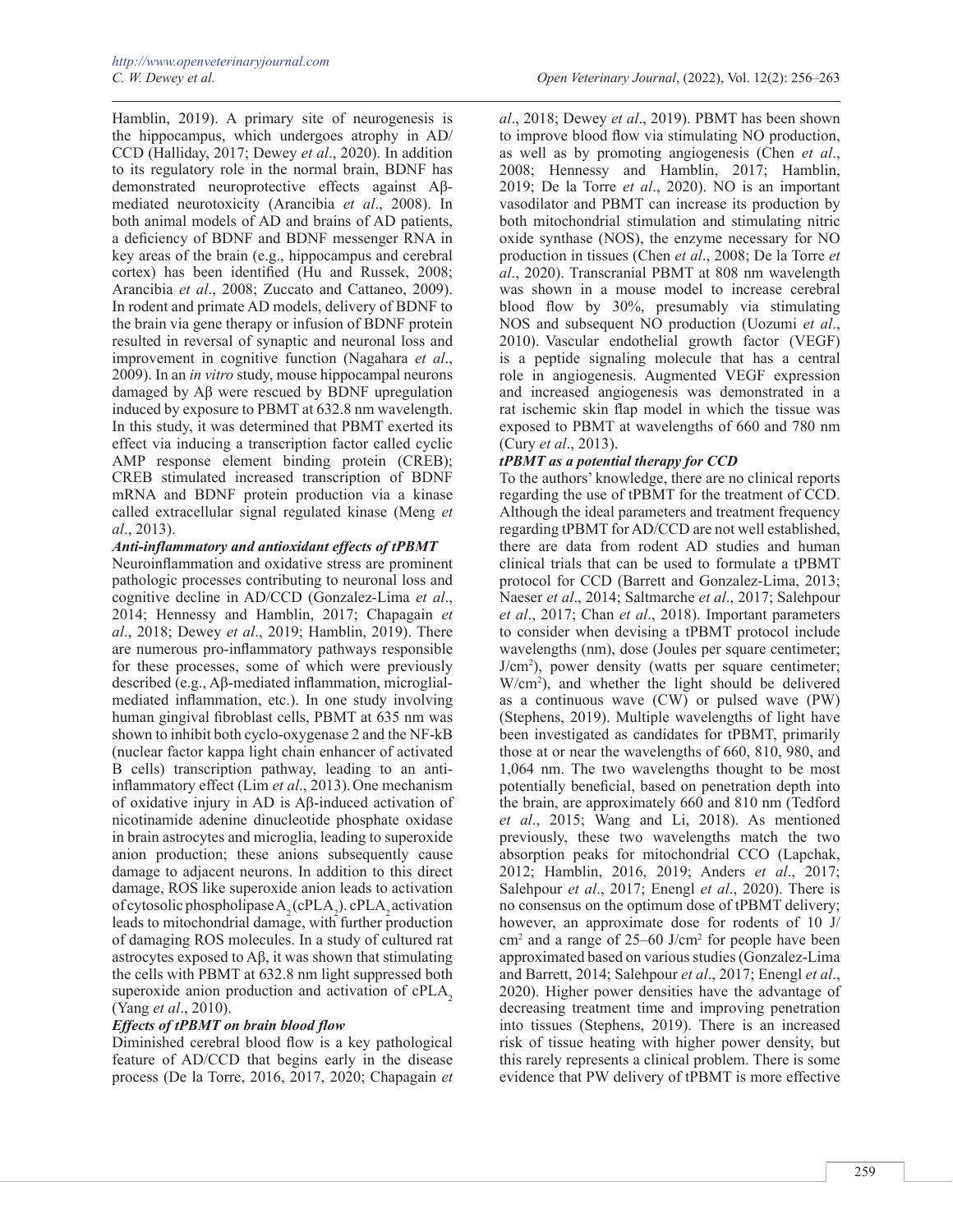Hamblin, 2019). A primary site of neurogenesis is the hippocampus, which undergoes atrophy in AD/CCD (Halliday, 2017; Dewey *et al*., 2020). In addition to its regulatory role in the normal brain, BDNF has demonstrated neuroprotective effects against Aβ-mediated neurotoxicity (Arancibia *et al*., 2008). In both animal models of AD and brains of AD patients, a deficiency of BDNF and BDNF messenger RNA in key areas of the brain (e.g., hippocampus and cerebral cortex) has been identified (Hu and Russek, 2008; Arancibia *et al*., 2008; Zuccato and Cattaneo, 2009). In rodent and primate AD models, delivery of BDNF to the brain via gene therapy or infusion of BDNF protein resulted in reversal of synaptic and neuronal loss and improvement in cognitive function (Nagahara *et al*., 2009). In an *in vitro* study, mouse hippocampal neurons damaged by Aβ were rescued by BDNF upregulation induced by exposure to PBMT at 632.8 nm wavelength. In this study, it was determined that PBMT exerted its effect via inducing a transcription factor called cyclic AMP response element binding protein (CREB); CREB stimulated increased transcription of BDNF mRNA and BDNF protein production via a kinase called extracellular signal regulated kinase (Meng *et al*., 2013).

***Anti-inflammatory and antioxidant effects of tPBMT***

Neuroinflammation and oxidative stress are prominent pathologic processes contributing to neuronal loss and cognitive decline in AD/CCD (Gonzalez-Lima *et al*., 2014; Hennessy and Hamblin, 2017; Chapagain *et al*., 2018; Dewey *et al*., 2019; Hamblin, 2019). There are numerous pro-inflammatory pathways responsible for these processes, some of which were previously described (e.g., Aβ-mediated inflammation, microglial-mediated inflammation, etc.). In one study involving human gingival fibroblast cells, PBMT at 635 nm was shown to inhibit both cyclo-oxygenase 2 and the NF-kB (nuclear factor kappa light chain enhancer of activated B cells) transcription pathway, leading to an anti-inflammatory effect (Lim *et al*., 2013). One mechanism of oxidative injury in AD is Aβ-induced activation of nicotinamide adenine dinucleotide phosphate oxidase in brain astrocytes and microglia, leading to superoxide anion production; these anions subsequently cause damage to adjacent neurons. In addition to this direct damage, ROS like superoxide anion leads to activation of cytosolic phospholipase $A_2$ ($cPLA_2$). $cPLA_2$ activation leads to mitochondrial damage, with further production of damaging ROS molecules. In a study of cultured rat astrocytes exposed to Aβ, it was shown that stimulating the cells with PBMT at 632.8 nm light suppressed both superoxide anion production and activation of $cPLA_2$ (Yang *et al*., 2010).

***Effects of tPBMT on brain blood flow***

Diminished cerebral blood flow is a key pathological feature of AD/CCD that begins early in the disease process (De la Torre, 2016, 2017, 2020; Chapagain *et al*., 2018; Dewey *et al*., 2019). PBMT has been shown to improve blood flow via stimulating NO production, as well as by promoting angiogenesis (Chen *et al*., 2008; Hennessy and Hamblin, 2017; Hamblin, 2019; De la Torre *et al*., 2020). NO is an important vasodilator and PBMT can increase its production by both mitochondrial stimulation and stimulating nitric oxide synthase (NOS), the enzyme necessary for NO production in tissues (Chen *et al*., 2008; De la Torre *et al*., 2020). Transcranial PBMT at 808 nm wavelength was shown in a mouse model to increase cerebral blood flow by 30%, presumably via stimulating NOS and subsequent NO production (Uozumi *et al*., 2010). Vascular endothelial growth factor (VEGF) is a peptide signaling molecule that has a central role in angiogenesis. Augmented VEGF expression and increased angiogenesis was demonstrated in a rat ischemic skin flap model in which the tissue was exposed to PBMT at wavelengths of 660 and 780 nm (Cury *et al*., 2013).

***tPBMT as a potential therapy for CCD***

To the authors' knowledge, there are no clinical reports regarding the use of tPBMT for the treatment of CCD. Although the ideal parameters and treatment frequency regarding tPBMT for AD/CCD are not well established, there are data from rodent AD studies and human clinical trials that can be used to formulate a tPBMT protocol for CCD (Barrett and Gonzalez-Lima, 2013; Naeser *et al*., 2014; Saltmarche *et al*., 2017; Salehpour *et al*., 2017; Chan *et al*., 2018). Important parameters to consider when devising a tPBMT protocol include wavelengths (nm), dose (Joules per square centimeter; J/cm$^2$), power density (watts per square centimeter; W/cm$^2$), and whether the light should be delivered as a continuous wave (CW) or pulsed wave (PW) (Stephens, 2019). Multiple wavelengths of light have been investigated as candidates for tPBMT, primarily those at or near the wavelengths of 660, 810, 980, and 1,064 nm. The two wavelengths thought to be most potentially beneficial, based on penetration depth into the brain, are approximately 660 and 810 nm (Tedford *et al*., 2015; Wang and Li, 2018). As mentioned previously, these two wavelengths match the two absorption peaks for mitochondrial CCO (Lapchak, 2012; Hamblin, 2016, 2019; Anders *et al*., 2017; Salehpour *et al*., 2017; Enengl *et al*., 2020). There is no consensus on the optimum dose of tPBMT delivery; however, an approximate dose for rodents of 10 J/cm$^2$ and a range of 25–60 J/cm$^2$ for people have been approximated based on various studies (Gonzalez-Lima and Barrett, 2014; Salehpour *et al*., 2017; Enengl *et al*., 2020). Higher power densities have the advantage of decreasing treatment time and improving penetration into tissues (Stephens, 2019). There is an increased risk of tissue heating with higher power density, but this rarely represents a clinical problem. There is some evidence that PW delivery of tPBMT is more effective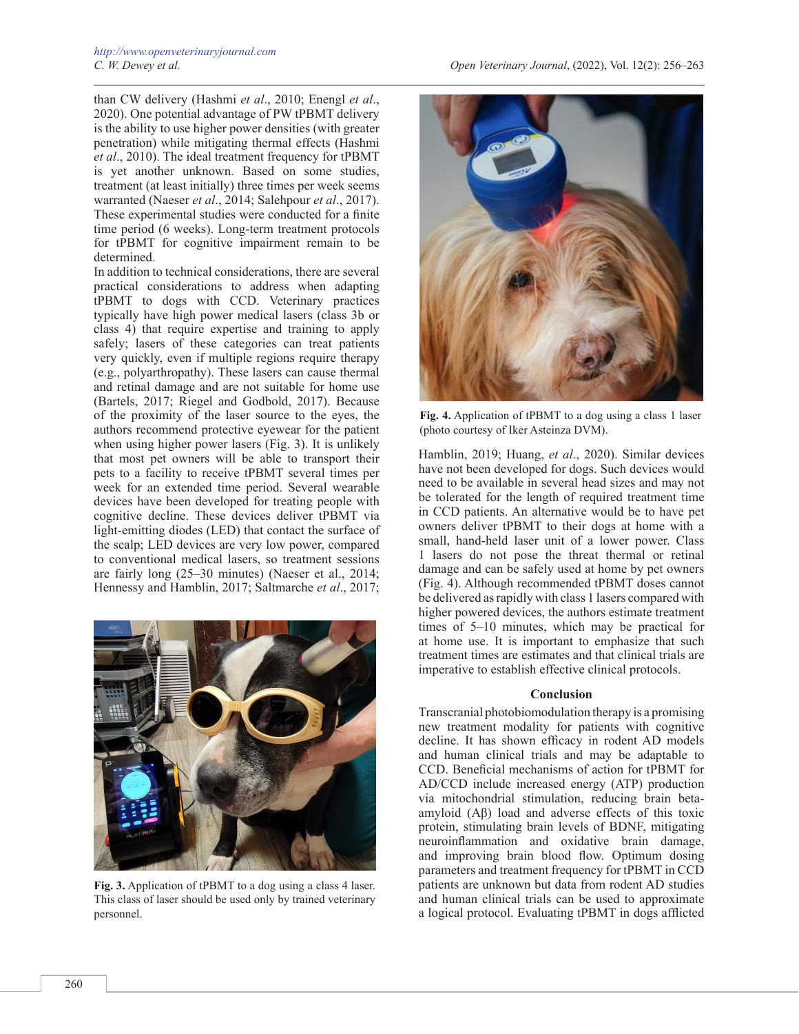than CW delivery (Hashmi *et al*., 2010; Enengl *et al*., 2020). One potential advantage of PW tPBMT delivery is the ability to use higher power densities (with greater penetration) while mitigating thermal effects (Hashmi *et al*., 2010). The ideal treatment frequency for tPBMT is yet another unknown. Based on some studies, treatment (at least initially) three times per week seems warranted (Naeser *et al*., 2014; Salehpour *et al*., 2017). These experimental studies were conducted for a finite time period (6 weeks). Long-term treatment protocols for tPBMT for cognitive impairment remain to be determined.

In addition to technical considerations, there are several practical considerations to address when adapting tPBMT to dogs with CCD. Veterinary practices typically have high power medical lasers (class 3b or class 4) that require expertise and training to apply safely; lasers of these categories can treat patients very quickly, even if multiple regions require therapy (e.g., polyarthropathy). These lasers can cause thermal and retinal damage and are not suitable for home use (Bartels, 2017; Riegel and Godbold, 2017). Because of the proximity of the laser source to the eyes, the authors recommend protective eyewear for the patient when using higher power lasers (Fig. 3). It is unlikely that most pet owners will be able to transport their pets to a facility to receive tPBMT several times per week for an extended time period. Several wearable devices have been developed for treating people with cognitive decline. These devices deliver tPBMT via light-emitting diodes (LED) that contact the surface of the scalp; LED devices are very low power, compared to conventional medical lasers, so treatment sessions are fairly long (25–30 minutes) (Naeser et al., 2014; Hennessy and Hamblin, 2017; Saltmarche *et al*., 2017; Hamblin, 2019; Huang, *et al*., 2020). Similar devices have not been developed for dogs. Such devices would need to be available in several head sizes and may not be tolerated for the length of required treatment time in CCD patients. An alternative would be to have pet owners deliver tPBMT to their dogs at home with a small, hand-held laser unit of a lower power. Class 1 lasers do not pose the threat thermal or retinal damage and can be safely used at home by pet owners (Fig. 4). Although recommended tPBMT doses cannot be delivered as rapidly with class 1 lasers compared with higher powered devices, the authors estimate treatment times of 5–10 minutes, which may be practical for at home use. It is important to emphasize that such treatment times are estimates and that clinical trials are imperative to establish effective clinical protocols.

**Fig. 3.** Application of tPBMT to a dog using a class 4 laser. This class of laser should be used only by trained veterinary personnel.

**Fig. 4.** Application of tPBMT to a dog using a class 1 laser (photo courtesy of Iker Asteinza DVM).

## Conclusion

Transcranial photobiomodulation therapy is a promising new treatment modality for patients with cognitive decline. It has shown efficacy in rodent AD models and human clinical trials and may be adaptable to CCD. Beneficial mechanisms of action for tPBMT for AD/CCD include increased energy (ATP) production via mitochondrial stimulation, reducing brain beta-amyloid (Aβ) load and adverse effects of this toxic protein, stimulating brain levels of BDNF, mitigating neuroinflammation and oxidative brain damage, and improving brain blood flow. Optimum dosing parameters and treatment frequency for tPBMT in CCD patients are unknown but data from rodent AD studies and human clinical trials can be used to approximate a logical protocol. Evaluating tPBMT in dogs afflicted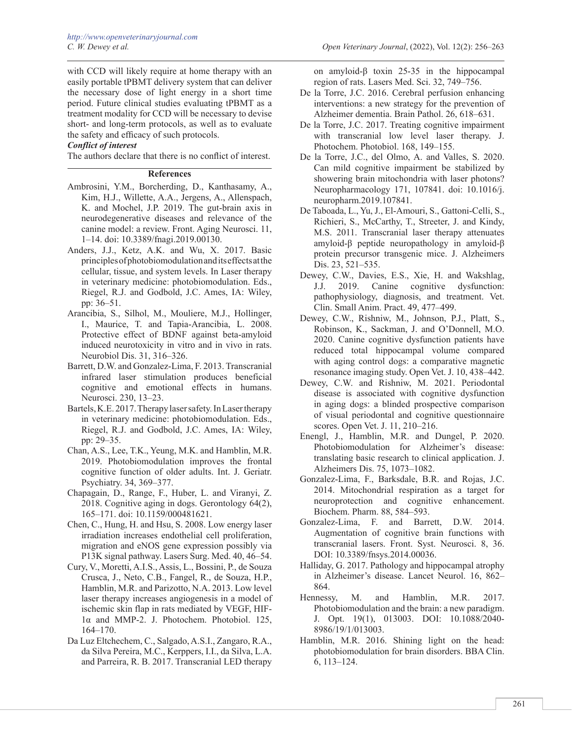with CCD will likely require at home therapy with an easily portable tPBMT delivery system that can deliver the necessary dose of light energy in a short time period. Future clinical studies evaluating tPBMT as a treatment modality for CCD will be necessary to devise short- and long-term protocols, as well as to evaluate the safety and efficacy of such protocols.

***Conflict of interest***

The authors declare that there is no conflict of interest.

## References

Ambrosini, Y.M., Borcherding, D., Kanthasamy, A., Kim, H.J., Willette, A.A., Jergens, A., Allenspach, K. and Mochel, J.P. 2019. The gut-brain axis in neurodegenerative diseases and relevance of the canine model: a review. Front. Aging Neurosci. 11, 1–14. doi: 10.3389/fnagi.2019.00130.

Anders, J.J., Ketz, A.K. and Wu, X. 2017. Basic principles of photobiomodulation and its effects at the cellular, tissue, and system levels. In Laser therapy in veterinary medicine: photobiomodulation. Eds., Riegel, R.J. and Godbold, J.C. Ames, IA: Wiley, pp: 36–51.

Arancibia, S., Silhol, M., Mouliere, M.J., Hollinger, I., Maurice, T. and Tapia-Arancibia, L. 2008. Protective effect of BDNF against beta-amyloid induced neurotoxicity in vitro and in vivo in rats. Neurobiol Dis. 31, 316–326.

Barrett, D.W. and Gonzalez-Lima, F. 2013. Transcranial infrared laser stimulation produces beneficial cognitive and emotional effects in humans. Neurosci. 230, 13–23.

Bartels, K.E. 2017. Therapy laser safety. In Laser therapy in veterinary medicine: photobiomodulation. Eds., Riegel, R.J. and Godbold, J.C. Ames, IA: Wiley, pp: 29–35.

Chan, A.S., Lee, T.K., Yeung, M.K. and Hamblin, M.R. 2019. Photobiomodulation improves the frontal cognitive function of older adults. Int. J. Geriatr. Psychiatry. 34, 369–377.

Chapagain, D., Range, F., Huber, L. and Viranyi, Z. 2018. Cognitive aging in dogs. Gerontology 64(2), 165–171. doi: 10.1159/000481621.

Chen, C., Hung, H. and Hsu, S. 2008. Low energy laser irradiation increases endothelial cell proliferation, migration and eNOS gene expression possibly via P13K signal pathway. Lasers Surg. Med. 40, 46–54.

Cury, V., Moretti, A.I.S., Assis, L., Bossini, P., de Souza Crusca, J., Neto, C.B., Fangel, R., de Souza, H.P., Hamblin, M.R. and Parizotto, N.A. 2013. Low level laser therapy increases angiogenesis in a model of ischemic skin flap in rats mediated by VEGF, HIF-1α and MMP-2. J. Photochem. Photobiol. 125, 164–170.

Da Luz Eltchechem, C., Salgado, A.S.I., Zangaro, R.A., da Silva Pereira, M.C., Kerppers, I.I., da Silva, L.A. and Parreira, R. B. 2017. Transcranial LED therapy on amyloid-β toxin 25-35 in the hippocampal region of rats. Lasers Med. Sci. 32, 749–756.

De la Torre, J.C. 2016. Cerebral perfusion enhancing interventions: a new strategy for the prevention of Alzheimer dementia. Brain Pathol. 26, 618–631.

De la Torre, J.C. 2017. Treating cognitive impairment with transcranial low level laser therapy. J. Photochem. Photobiol. 168, 149–155.

De la Torre, J.C., del Olmo, A. and Valles, S. 2020. Can mild cognitive impairment be stabilized by showering brain mitochondria with laser photons? Neuropharmacology 171, 107841. doi: 10.1016/j.neuropharm.2019.107841.

De Taboada, L., Yu, J., El-Amouri, S., Gattoni-Celli, S., Richieri, S., McCarthy, T., Streeter, J. and Kindy, M.S. 2011. Transcranial laser therapy attenuates amyloid-β peptide neuropathology in amyloid-β protein precursor transgenic mice. J. Alzheimers Dis. 23, 521–535.

Dewey, C.W., Davies, E.S., Xie, H. and Wakshlag, J.J. 2019. Canine cognitive dysfunction: pathophysiology, diagnosis, and treatment. Vet. Clin. Small Anim. Pract. 49, 477–499.

Dewey, C.W., Rishniw, M., Johnson, P.J., Platt, S., Robinson, K., Sackman, J. and O'Donnell, M.O. 2020. Canine cognitive dysfunction patients have reduced total hippocampal volume compared with aging control dogs: a comparative magnetic resonance imaging study. Open Vet. J. 10, 438–442.

Dewey, C.W. and Rishniw, M. 2021. Periodontal disease is associated with cognitive dysfunction in aging dogs: a blinded prospective comparison of visual periodontal and cognitive questionnaire scores. Open Vet. J. 11, 210–216.

Enengl, J., Hamblin, M.R. and Dungel, P. 2020. Photobiomodulation for Alzheimer's disease: translating basic research to clinical application. J. Alzheimers Dis. 75, 1073–1082.

Gonzalez-Lima, F., Barksdale, B.R. and Rojas, J.C. 2014. Mitochondrial respiration as a target for neuroprotection and cognitive enhancement. Biochem. Pharm. 88, 584–593.

Gonzalez-Lima, F. and Barrett, D.W. 2014. Augmentation of cognitive brain functions with transcranial lasers. Front. Syst. Neurosci. 8, 36. DOI: 10.3389/fnsys.2014.00036.

Halliday, G. 2017. Pathology and hippocampal atrophy in Alzheimer's disease. Lancet Neurol. 16, 862–864.

Hennessy, M. and Hamblin, M.R. 2017. Photobiomodulation and the brain: a new paradigm. J. Opt. 19(1), 013003. DOI: 10.1088/2040-8986/19/1/013003.

Hamblin, M.R. 2016. Shining light on the head: photobiomodulation for brain disorders. BBA Clin. 6, 113–124.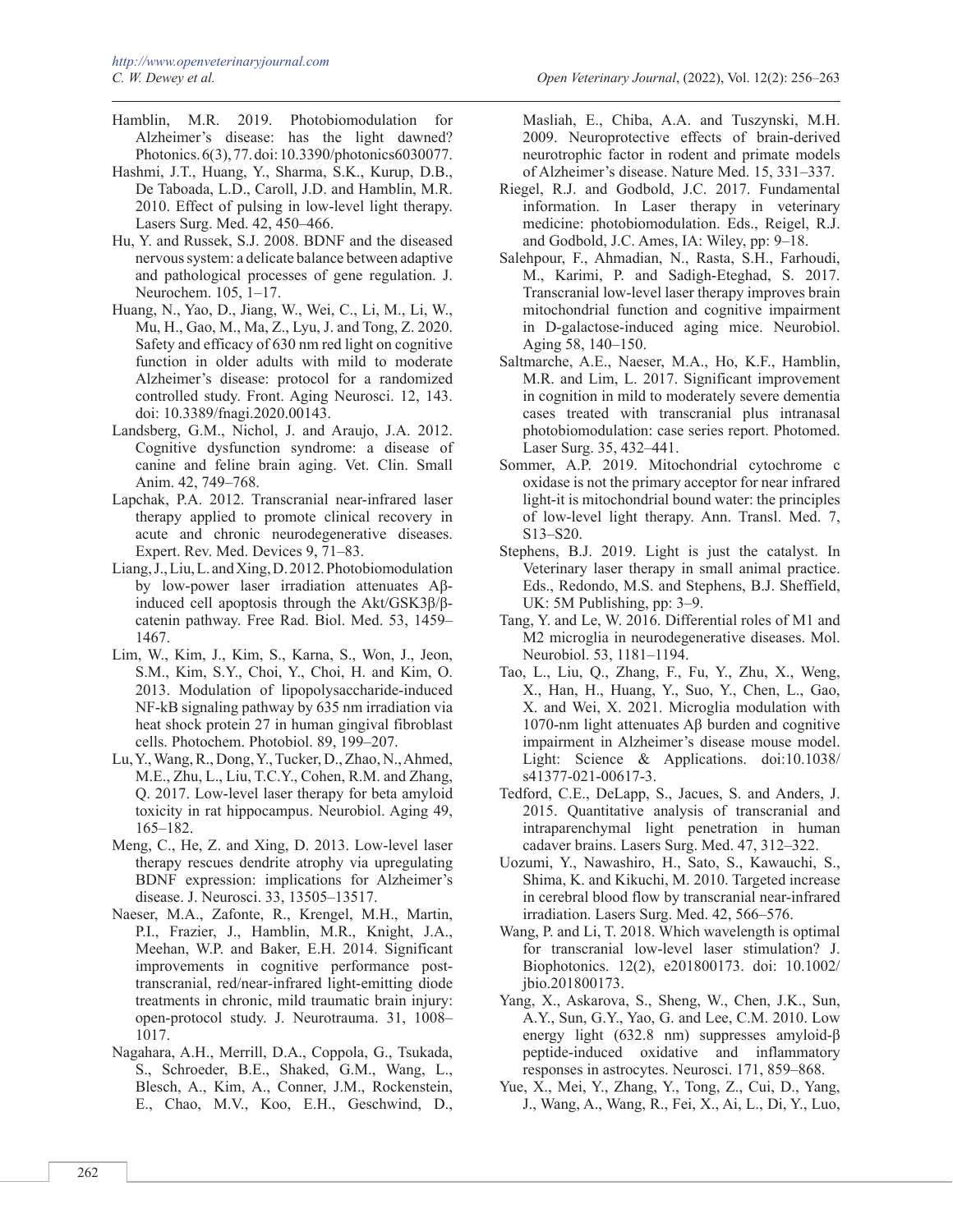Hamblin, M.R. 2019. Photobiomodulation for Alzheimer's disease: has the light dawned? Photonics. 6(3), 77. doi: 10.3390/photonics6030077.

Hashmi, J.T., Huang, Y., Sharma, S.K., Kurup, D.B., De Taboada, L.D., Caroll, J.D. and Hamblin, M.R. 2010. Effect of pulsing in low-level light therapy. Lasers Surg. Med. 42, 450–466.

Hu, Y. and Russek, S.J. 2008. BDNF and the diseased nervous system: a delicate balance between adaptive and pathological processes of gene regulation. J. Neurochem. 105, 1–17.

Huang, N., Yao, D., Jiang, W., Wei, C., Li, M., Li, W., Mu, H., Gao, M., Ma, Z., Lyu, J. and Tong, Z. 2020. Safety and efficacy of 630 nm red light on cognitive function in older adults with mild to moderate Alzheimer's disease: protocol for a randomized controlled study. Front. Aging Neurosci. 12, 143. doi: 10.3389/fnagi.2020.00143.

Landsberg, G.M., Nichol, J. and Araujo, J.A. 2012. Cognitive dysfunction syndrome: a disease of canine and feline brain aging. Vet. Clin. Small Anim. 42, 749–768.

Lapchak, P.A. 2012. Transcranial near-infrared laser therapy applied to promote clinical recovery in acute and chronic neurodegenerative diseases. Expert. Rev. Med. Devices 9, 71–83.

Liang, J., Liu, L. and Xing, D. 2012. Photobiomodulation by low-power laser irradiation attenuates Aβ-induced cell apoptosis through the Akt/GSK3β/β-catenin pathway. Free Rad. Biol. Med. 53, 1459–1467.

Lim, W., Kim, J., Kim, S., Karna, S., Won, J., Jeon, S.M., Kim, S.Y., Choi, Y., Choi, H. and Kim, O. 2013. Modulation of lipopolysaccharide-induced NF-kB signaling pathway by 635 nm irradiation via heat shock protein 27 in human gingival fibroblast cells. Photochem. Photobiol. 89, 199–207.

Lu, Y., Wang, R., Dong, Y., Tucker, D., Zhao, N., Ahmed, M.E., Zhu, L., Liu, T.C.Y., Cohen, R.M. and Zhang, Q. 2017. Low-level laser therapy for beta amyloid toxicity in rat hippocampus. Neurobiol. Aging 49, 165–182.

Meng, C., He, Z. and Xing, D. 2013. Low-level laser therapy rescues dendrite atrophy via upregulating BDNF expression: implications for Alzheimer's disease. J. Neurosci. 33, 13505–13517.

Naeser, M.A., Zafonte, R., Krengel, M.H., Martin, P.I., Frazier, J., Hamblin, M.R., Knight, J.A., Meehan, W.P. and Baker, E.H. 2014. Significant improvements in cognitive performance post-transcranial, red/near-infrared light-emitting diode treatments in chronic, mild traumatic brain injury: open-protocol study. J. Neurotrauma. 31, 1008–1017.

Nagahara, A.H., Merrill, D.A., Coppola, G., Tsukada, S., Schroeder, B.E., Shaked, G.M., Wang, L., Blesch, A., Kim, A., Conner, J.M., Rockenstein, E., Chao, M.V., Koo, E.H., Geschwind, D., Masliah, E., Chiba, A.A. and Tuszynski, M.H. 2009. Neuroprotective effects of brain-derived neurotrophic factor in rodent and primate models of Alzheimer's disease. Nature Med. 15, 331–337.

Riegel, R.J. and Godbold, J.C. 2017. Fundamental information. In Laser therapy in veterinary medicine: photobiomodulation. Eds., Reigel, R.J. and Godbold, J.C. Ames, IA: Wiley, pp: 9–18.

Salehpour, F., Ahmadian, N., Rasta, S.H., Farhoudi, M., Karimi, P. and Sadigh-Eteghad, S. 2017. Transcranial low-level laser therapy improves brain mitochondrial function and cognitive impairment in D-galactose-induced aging mice. Neurobiol. Aging 58, 140–150.

Saltmarche, A.E., Naeser, M.A., Ho, K.F., Hamblin, M.R. and Lim, L. 2017. Significant improvement in cognition in mild to moderately severe dementia cases treated with transcranial plus intranasal photobiomodulation: case series report. Photomed. Laser Surg. 35, 432–441.

Sommer, A.P. 2019. Mitochondrial cytochrome c oxidase is not the primary acceptor for near infrared light-it is mitochondrial bound water: the principles of low-level light therapy. Ann. Transl. Med. 7, S13–S20.

Stephens, B.J. 2019. Light is just the catalyst. In Veterinary laser therapy in small animal practice. Eds., Redondo, M.S. and Stephens, B.J. Sheffield, UK: 5M Publishing, pp: 3–9.

Tang, Y. and Le, W. 2016. Differential roles of M1 and M2 microglia in neurodegenerative diseases. Mol. Neurobiol. 53, 1181–1194.

Tao, L., Liu, Q., Zhang, F., Fu, Y., Zhu, X., Weng, X., Han, H., Huang, Y., Suo, Y., Chen, L., Gao, X. and Wei, X. 2021. Microglia modulation with 1070-nm light attenuates Aβ burden and cognitive impairment in Alzheimer's disease mouse model. Light: Science & Applications. doi:10.1038/s41377-021-00617-3.

Tedford, C.E., DeLapp, S., Jacues, S. and Anders, J. 2015. Quantitative analysis of transcranial and intraparenchymal light penetration in human cadaver brains. Lasers Surg. Med. 47, 312–322.

Uozumi, Y., Nawashiro, H., Sato, S., Kawauchi, S., Shima, K. and Kikuchi, M. 2010. Targeted increase in cerebral blood flow by transcranial near-infrared irradiation. Lasers Surg. Med. 42, 566–576.

Wang, P. and Li, T. 2018. Which wavelength is optimal for transcranial low-level laser stimulation? J. Biophotonics. 12(2), e201800173. doi: 10.1002/jbio.201800173.

Yang, X., Askarova, S., Sheng, W., Chen, J.K., Sun, A.Y., Sun, G.Y., Yao, G. and Lee, C.M. 2010. Low energy light (632.8 nm) suppresses amyloid-β peptide-induced oxidative and inflammatory responses in astrocytes. Neurosci. 171, 859–868.

Yue, X., Mei, Y., Zhang, Y., Tong, Z., Cui, D., Yang, J., Wang, A., Wang, R., Fei, X., Ai, L., Di, Y., Luo,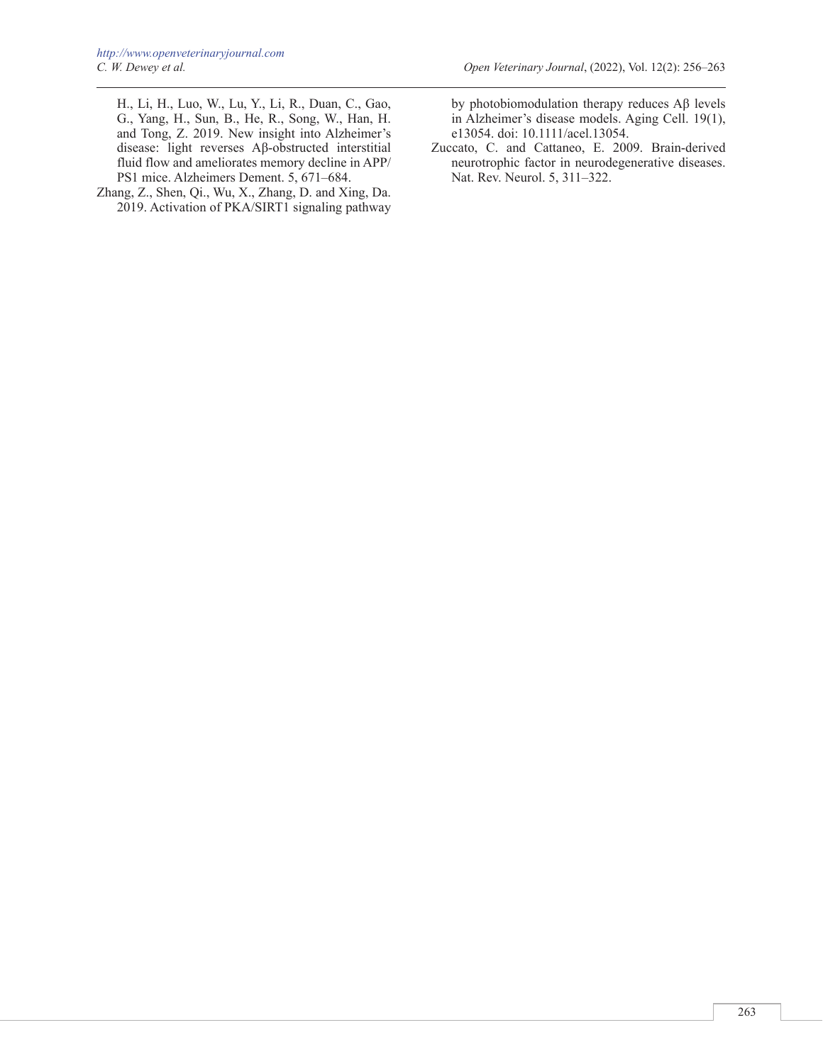H., Li, H., Luo, W., Lu, Y., Li, R., Duan, C., Gao, G., Yang, H., Sun, B., He, R., Song, W., Han, H. and Tong, Z. 2019. New insight into Alzheimer's disease: light reverses Aβ-obstructed interstitial fluid flow and ameliorates memory decline in APP/PS1 mice. Alzheimers Dement. 5, 671–684.

Zhang, Z., Shen, Qi., Wu, X., Zhang, D. and Xing, Da. 2019. Activation of PKA/SIRT1 signaling pathway by photobiomodulation therapy reduces Aβ levels in Alzheimer's disease models. Aging Cell. 19(1), e13054. doi: 10.1111/acel.13054.

Zuccato, C. and Cattaneo, E. 2009. Brain-derived neurotrophic factor in neurodegenerative diseases. Nat. Rev. Neurol. 5, 311–322.